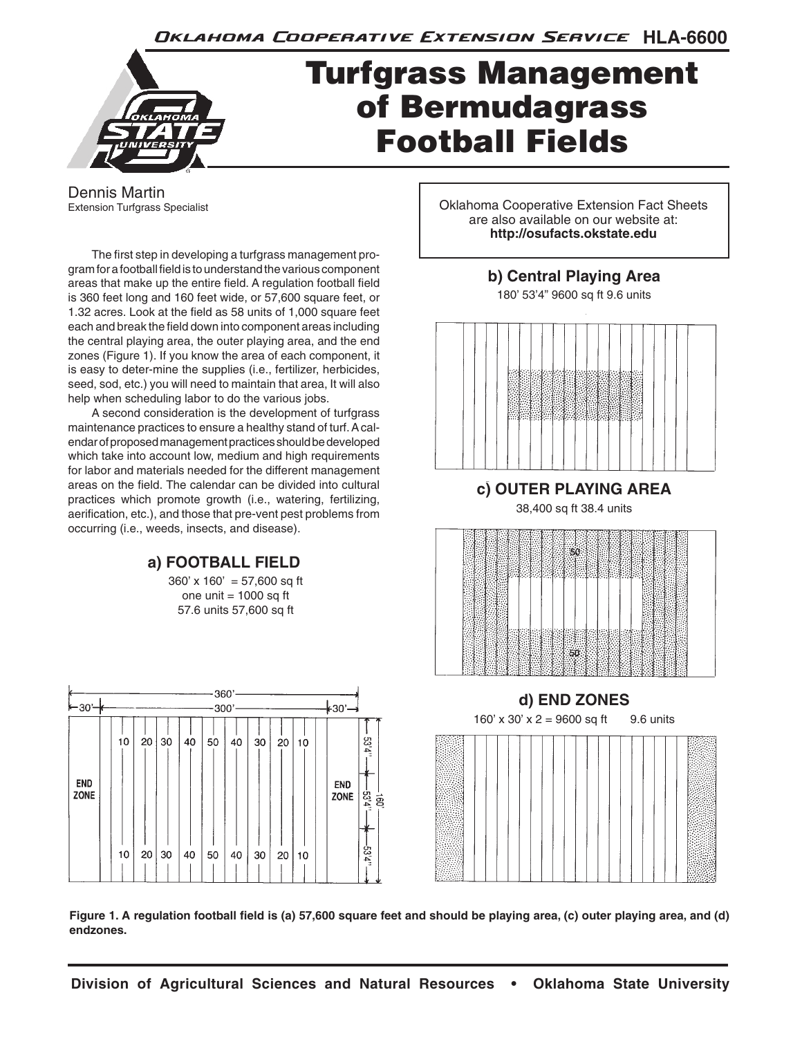# Turfgrass Management of Bermudagrass Football Fields

Dennis Martin
Extension Turfgrass Specialist

Oklahoma Cooperative Extension Fact Sheets are also available on our website at: **http://osufacts.okstate.edu**

The first step in developing a turfgrass management program for a football field is to understand the various component areas that make up the entire field. A regulation football field is 360 feet long and 160 feet wide, or 57,600 square feet, or 1.32 acres. Look at the field as 58 units of 1,000 square feet each and break the field down into component areas including the central playing area, the outer playing area, and the end zones (Figure 1). If you know the area of each component, it is easy to deter-mine the supplies (i.e., fertilizer, herbicides, seed, sod, etc.) you will need to maintain that area, It will also help when scheduling labor to do the various jobs.

A second consideration is the development of turfgrass maintenance practices to ensure a healthy stand of turf. A calendar of proposed management practices should be developed which take into account low, medium and high requirements for labor and materials needed for the different management areas on the field. The calendar can be divided into cultural practices which promote growth (i.e., watering, fertilizing, aerification, etc.), and those that pre-vent pest problems from occurring (i.e., weeds, insects, and disease).

**a) FOOTBALL FIELD**

360' x 160' = 57,600 sq ft
one unit = 1000 sq ft
57.6 units 57,600 sq ft

**b) Central Playing Area**

180' 53'4" 9600 sq ft 9.6 units

**c) OUTER PLAYING AREA**

38,400 sq ft 38.4 units

**d) END ZONES**

160' x 30' x 2 = 9600 sq ft 9.6 units

**Figure 1. A regulation football field is (a) 57,600 square feet and should be playing area, (c) outer playing area, and (d) endzones.**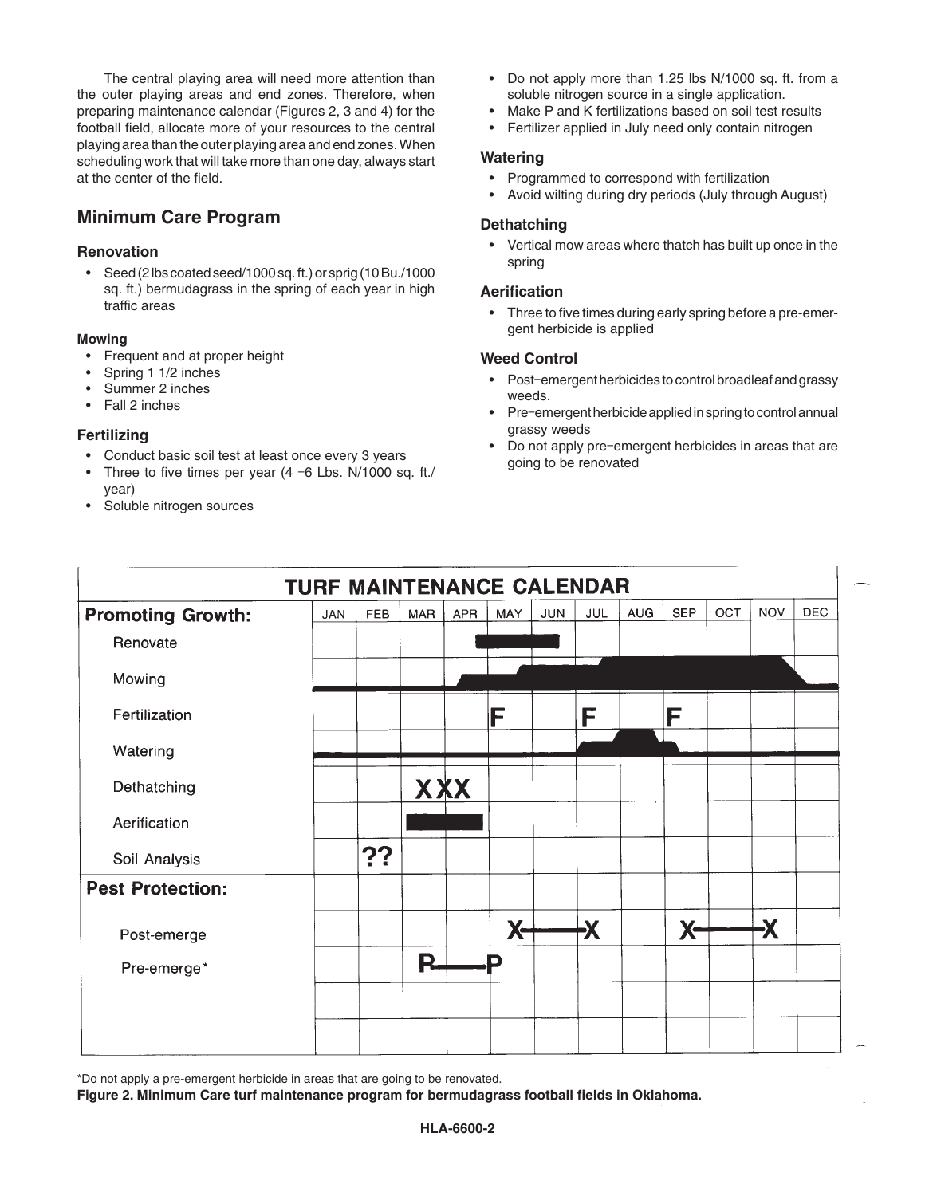The central playing area will need more attention than the outer playing areas and end zones. Therefore, when preparing maintenance calendar (Figures 2, 3 and 4) for the football field, allocate more of your resources to the central playing area than the outer playing area and end zones. When scheduling work that will take more than one day, always start at the center of the field.

## Minimum Care Program

### Renovation

- Seed (2 lbs coated seed/1000 sq. ft.) or sprig (10 Bu./1000 sq. ft.) bermudagrass in the spring of each year in high traffic areas

#### Mowing

- Frequent and at proper height
- Spring 1 1/2 inches
- Summer 2 inches
- Fall 2 inches

### Fertilizing

- Conduct basic soil test at least once every 3 years
- Three to five times per year (4 –6 Lbs. N/1000 sq. ft./ year)
- Soluble nitrogen sources
- Do not apply more than 1.25 lbs N/1000 sq. ft. from a soluble nitrogen source in a single application.
- Make P and K fertilizations based on soil test results
- Fertilizer applied in July need only contain nitrogen

### Watering

- Programmed to correspond with fertilization
- Avoid wilting during dry periods (July through August)

### Dethatching

- Vertical mow areas where thatch has built up once in the spring

### Aerification

- Three to five times during early spring before a pre-emergent herbicide is applied

### Weed Control

- Post–emergent herbicides to control broadleaf and grassy weeds.
- Pre–emergent herbicide applied in spring to control annual grassy weeds
- Do not apply pre–emergent herbicides in areas that are going to be renovated

**TURF MAINTENANCE CALENDAR**

| Promoting Growth: | JAN | FEB | MAR | APR | MAY | JUN | JUL | AUG | SEP | OCT | NOV | DEC |
|---|---|---|---|---|---|---|---|---|---|---|---|---|
| Renovate | | | | | ▬ | ▬ | | | | | | |
| Mowing | — | — | — | ▬ | ▬ | ▬ | ▬ | ▬ | ▬ | ▬ | ▬ | — |
| Fertilization | | | | | F | | F | | F | | | |
| Watering | — | — | — | — | — | — | ▬ | ▬ | — | — | — | — |
| Dethatching | | | XX | X | | | | | | | | |
| Aerification | | | ▬ | ▬ | | | | | | | | |
| Soil Analysis | | ?? | | | | | | | | | | |
| **Pest Protection:** | | | | | | | | | | | | |
| Post-emerge | | | | | X— | — | X | | X— | — | X | |
| Pre-emerge* | | | P— | — | P | | | | | | | |

*Do not apply a pre-emergent herbicide in areas that are going to be renovated.

**Figure 2. Minimum Care turf maintenance program for bermudagrass football fields in Oklahoma.**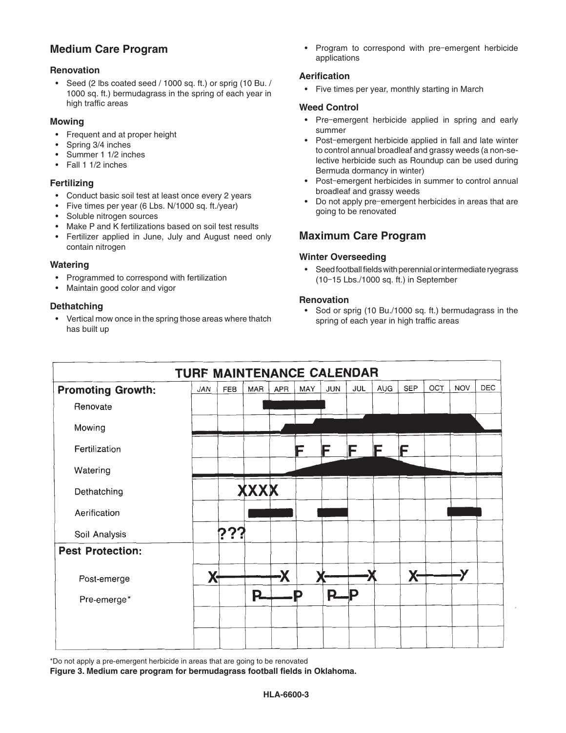## Medium Care Program

### Renovation

- Seed (2 lbs coated seed / 1000 sq. ft.) or sprig (10 Bu. / 1000 sq. ft.) bermudagrass in the spring of each year in high traffic areas

### Mowing

- Frequent and at proper height
- Spring 3/4 inches
- Summer 1 1/2 inches
- Fall 1 1/2 inches

### Fertilizing

- Conduct basic soil test at least once every 2 years
- Five times per year (6 Lbs. N/1000 sq. ft./year)
- Soluble nitrogen sources
- Make P and K fertilizations based on soil test results
- Fertilizer applied in June, July and August need only contain nitrogen

### Watering

- Programmed to correspond with fertilization
- Maintain good color and vigor

### Dethatching

- Vertical mow once in the spring those areas where thatch has built up
- Program to correspond with pre-emergent herbicide applications

### Aerification

- Five times per year, monthly starting in March

### Weed Control

- Pre-emergent herbicide applied in spring and early summer
- Post-emergent herbicide applied in fall and late winter to control annual broadleaf and grassy weeds (a non-selective herbicide such as Roundup can be used during Bermuda dormancy in winter)
- Post-emergent herbicides in summer to control annual broadleaf and grassy weeds
- Do not apply pre-emergent herbicides in areas that are going to be renovated

## Maximum Care Program

### Winter Overseeding

- Seed football fields with perennial or intermediate ryegrass (10-15 Lbs./1000 sq. ft.) in September

### Renovation

- Sod or sprig (10 Bu./1000 sq. ft.) bermudagrass in the spring of each year in high traffic areas

**TURF MAINTENANCE CALENDAR**

| Promoting Growth: | JAN | FEB | MAR | APR | MAY | JUN | JUL | AUG | SEP | OCT | NOV | DEC |
|---|---|---|---|---|---|---|---|---|---|---|---|---|
| Renovate | | | | | | | | | | | | |
| Mowing | | | | | | | | | | | | |
| Fertilization | | | | | F | F | F | F | F | | | |
| Watering | | | | | | | | | | | | |
| Dethatching | | XX | XX | | | | | | | | | |
| Aerification | | | | | | | | | | | | |
| Soil Analysis | | ??? | | | | | | | | | | |
| **Pest Protection:** | | | | | | | | | | | | |
| Post-emerge | X— | — | — | X | X— | — | X | | X— | — | Y | |
| Pre-emerge* | | | P— | P | | P— | P | | | | | |

*Do not apply a pre-emergent herbicide in areas that are going to be renovated

**Figure 3. Medium care program for bermudagrass football fields in Oklahoma.**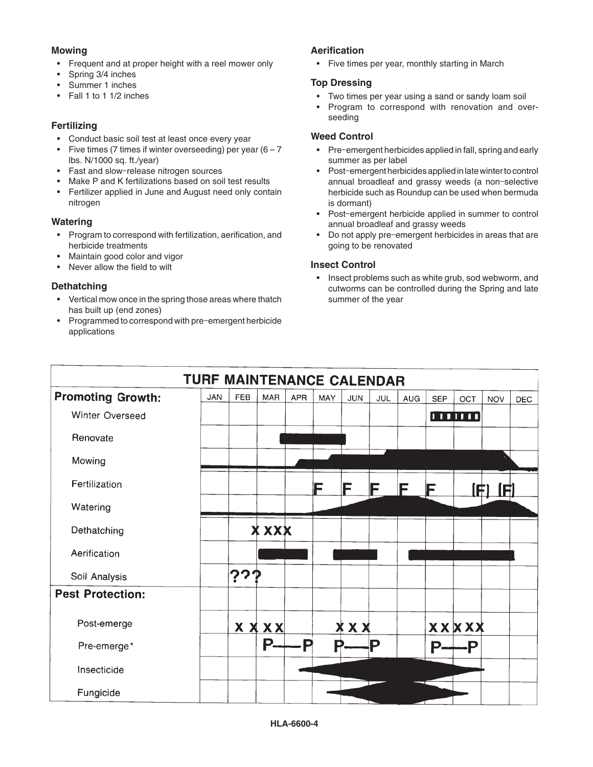### Mowing

- Frequent and at proper height with a reel mower only
- Spring 3/4 inches
- Summer 1 inches
- Fall 1 to 1 1/2 inches

### Fertilizing

- Conduct basic soil test at least once every year
- Five times (7 times if winter overseeding) per year (6 – 7 lbs. N/1000 sq. ft./year)
- Fast and slow-release nitrogen sources
- Make P and K fertilizations based on soil test results
- Fertilizer applied in June and August need only contain nitrogen

### Watering

- Program to correspond with fertilization, aerification, and herbicide treatments
- Maintain good color and vigor
- Never allow the field to wilt

### Dethatching

- Vertical mow once in the spring those areas where thatch has built up (end zones)
- Programmed to correspond with pre-emergent herbicide applications

### Aerification

- Five times per year, monthly starting in March

### Top Dressing

- Two times per year using a sand or sandy loam soil
- Program to correspond with renovation and overseeding

### Weed Control

- Pre-emergent herbicides applied in fall, spring and early summer as per label
- Post-emergent herbicides applied in late winter to control annual broadleaf and grassy weeds (a non-selective herbicide such as Roundup can be used when bermuda is dormant)
- Post-emergent herbicide applied in summer to control annual broadleaf and grassy weeds
- Do not apply pre-emergent herbicides in areas that are going to be renovated

### Insect Control

- Insect problems such as white grub, sod webworm, and cutworms can be controlled during the Spring and late summer of the year

## TURF MAINTENANCE CALENDAR

| Promoting Growth: | JAN | FEB | MAR | APR | MAY | JUN | JUL | AUG | SEP | OCT | NOV | DEC |
|---|---|---|---|---|---|---|---|---|---|---|---|---|
| Winter Overseed | | | | | | | | | | | | |
| Renovate | | | | | | | | | | | | |
| Mowing | | | | | | | | | | | | |
| Fertilization | | | | | F | F | F | F | F | (F) | (F) | |
| Watering | | | | | | | | | | | | |
| Dethatching | | | X XXX | | | | | | | | | |
| Aerification | | | | | | | | | | | | |
| Soil Analysis | | ??? | | | | | | | | | | |
| **Pest Protection:** | | | | | | | | | | | | |
| Post-emerge | | X X | XX | | | X X X | | | X X | X XX | | |
| Pre-emerge* | | | P— | —P | P— | —P | | | P— | —P | | |
| Insecticide | | | | | | | | | | | | |
| Fungicide | | | | | | | | | | | | |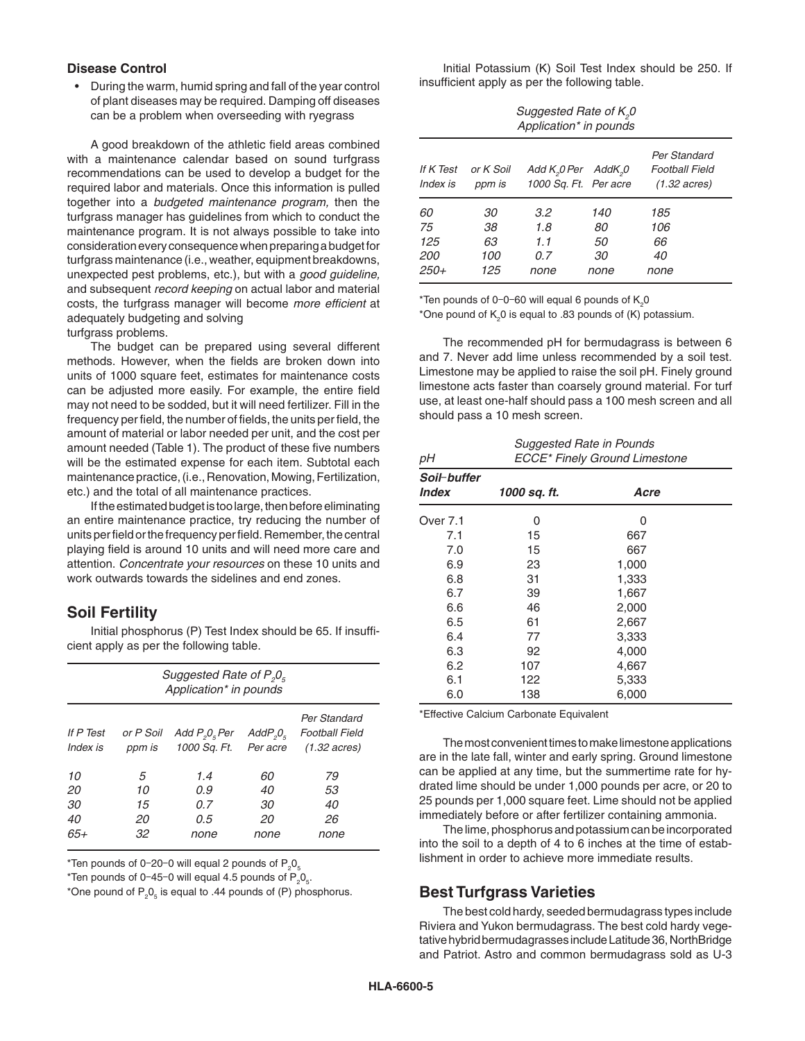### Disease Control

- During the warm, humid spring and fall of the year control of plant diseases may be required. Damping off diseases can be a problem when overseeding with ryegrass

A good breakdown of the athletic field areas combined with a maintenance calendar based on sound turfgrass recommendations can be used to develop a budget for the required labor and materials. Once this information is pulled together into a *budgeted maintenance program,* then the turfgrass manager has guidelines from which to conduct the maintenance program. It is not always possible to take into consideration every consequence when preparing a budget for turfgrass maintenance (i.e., weather, equipment breakdowns, unexpected pest problems, etc.), but with a *good guideline,* and subsequent *record keeping* on actual labor and material costs, the turfgrass manager will become *more efficient* at adequately budgeting and solving turfgrass problems.

The budget can be prepared using several different methods. However, when the fields are broken down into units of 1000 square feet, estimates for maintenance costs can be adjusted more easily. For example, the entire field may not need to be sodded, but it will need fertilizer. Fill in the frequency per field, the number of fields, the units per field, the amount of material or labor needed per unit, and the cost per amount needed (Table 1). The product of these five numbers will be the estimated expense for each item. Subtotal each maintenance practice, (i.e., Renovation, Mowing, Fertilization, etc.) and the total of all maintenance practices.

If the estimated budget is too large, then before eliminating an entire maintenance practice, try reducing the number of units per field or the frequency per field. Remember, the central playing field is around 10 units and will need more care and attention. *Concentrate your resources* on these 10 units and work outwards towards the sidelines and end zones.

## Soil Fertility

Initial phosphorus (P) Test Index should be 65. If insufficient apply as per the following table.

*Suggested Rate of $P_2O_5$ Application* in pounds*

| If P Test Index is | or P Soil ppm is | Add $P_2O_5$ Per 1000 Sq. Ft. | Add $P_2O_5$ Per acre | Per Standard Football Field (1.32 acres) |
|---|---|---|---|---|
| 10 | 5 | 1.4 | 60 | 79 |
| 20 | 10 | 0.9 | 40 | 53 |
| 30 | 15 | 0.7 | 30 | 40 |
| 40 | 20 | 0.5 | 20 | 26 |
| 65+ | 32 | none | none | none |

*Ten pounds of 0–20–0 will equal 2 pounds of $P_2O_5$

*Ten pounds of 0–45–0 will equal 4.5 pounds of $P_2O_5$.

*One pound of $P_2O_5$ is equal to .44 pounds of (P) phosphorus.

Initial Potassium (K) Soil Test Index should be 250. If insufficient apply as per the following table.

*Suggested Rate of $K_2O$ Application* in pounds*

| If K Test Index is | or K Soil ppm is | Add $K_2O$ Per 1000 Sq. Ft. | Add $K_2O$ Per acre | Per Standard Football Field (1.32 acres) |
|---|---|---|---|---|
| 60 | 30 | 3.2 | 140 | 185 |
| 75 | 38 | 1.8 | 80 | 106 |
| 125 | 63 | 1.1 | 50 | 66 |
| 200 | 100 | 0.7 | 30 | 40 |
| 250+ | 125 | none | none | none |

*Ten pounds of 0–0–60 will equal 6 pounds of $K_2O$

*One pound of $K_2O$ is equal to .83 pounds of (K) potassium.

The recommended pH for bermudagrass is between 6 and 7. Never add lime unless recommended by a soil test. Limestone may be applied to raise the soil pH. Finely ground limestone acts faster than coarsely ground material. For turf use, at least one-half should pass a 100 mesh screen and all should pass a 10 mesh screen.

| pH Soil-buffer Index | Suggested Rate in Pounds ECCE* Finely Ground Limestone 1000 sq. ft. | Acre |
|---|---|---|
| Over 7.1 | 0 | 0 |
| 7.1 | 15 | 667 |
| 7.0 | 15 | 667 |
| 6.9 | 23 | 1,000 |
| 6.8 | 31 | 1,333 |
| 6.7 | 39 | 1,667 |
| 6.6 | 46 | 2,000 |
| 6.5 | 61 | 2,667 |
| 6.4 | 77 | 3,333 |
| 6.3 | 92 | 4,000 |
| 6.2 | 107 | 4,667 |
| 6.1 | 122 | 5,333 |
| 6.0 | 138 | 6,000 |

*Effective Calcium Carbonate Equivalent

The most convenient times to make limestone applications are in the late fall, winter and early spring. Ground limestone can be applied at any time, but the summertime rate for hydrated lime should be under 1,000 pounds per acre, or 20 to 25 pounds per 1,000 square feet. Lime should not be applied immediately before or after fertilizer containing ammonia.

The lime, phosphorus and potassium can be incorporated into the soil to a depth of 4 to 6 inches at the time of establishment in order to achieve more immediate results.

## Best Turfgrass Varieties

The best cold hardy, seeded bermudagrass types include Riviera and Yukon bermudagrass. The best cold hardy vegetative hybrid bermudagrasses include Latitude 36, NorthBridge and Patriot. Astro and common bermudagrass sold as U-3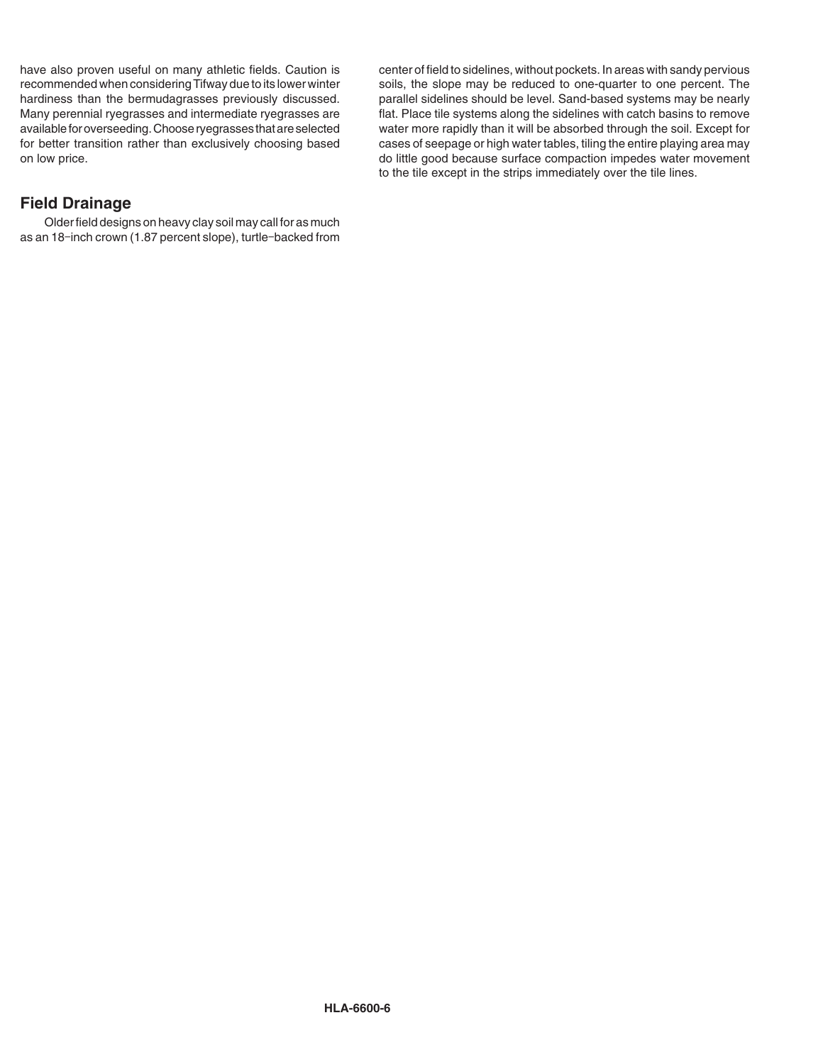have also proven useful on many athletic fields. Caution is recommended when considering Tifway due to its lower winter hardiness than the bermudagrasses previously discussed. Many perennial ryegrasses and intermediate ryegrasses are available for overseeding. Choose ryegrasses that are selected for better transition rather than exclusively choosing based on low price.

## Field Drainage

Older field designs on heavy clay soil may call for as much as an 18-inch crown (1.87 percent slope), turtle-backed from center of field to sidelines, without pockets. In areas with sandy pervious soils, the slope may be reduced to one-quarter to one percent. The parallel sidelines should be level. Sand-based systems may be nearly flat. Place tile systems along the sidelines with catch basins to remove water more rapidly than it will be absorbed through the soil. Except for cases of seepage or high water tables, tiling the entire playing area may do little good because surface compaction impedes water movement to the tile except in the strips immediately over the tile lines.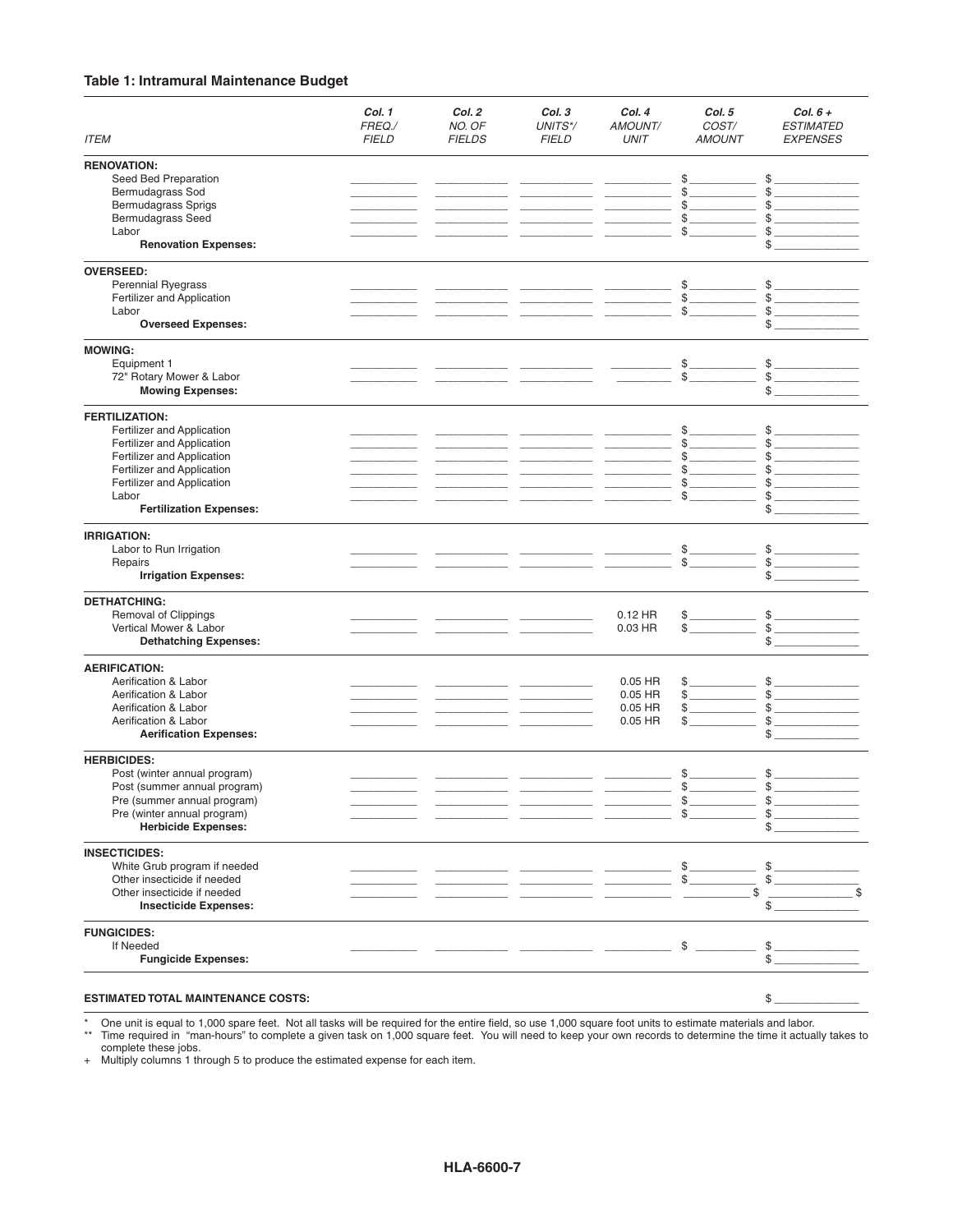### Table 1: Intramural Maintenance Budget

| ITEM | Col. 1 FREQ./ FIELD | Col. 2 NO. OF FIELDS | Col. 3 UNITS*/ FIELD | Col. 4 AMOUNT/ UNIT | Col. 5 COST/ AMOUNT | Col. 6 + ESTIMATED EXPENSES |
|---|---|---|---|---|---|---|
| **RENOVATION:** | | | | | | |
| Seed Bed Preparation | | | | | $ | $ |
| Bermudagrass Sod | | | | | $ | $ |
| Bermudagrass Sprigs | | | | | $ | $ |
| Bermudagrass Seed | | | | | $ | $ |
| Labor | | | | | $ | $ |
| **Renovation Expenses:** | | | | | | $ |
| **OVERSEED:** | | | | | | |
| Perennial Ryegrass | | | | | $ | $ |
| Fertilizer and Application | | | | | $ | $ |
| Labor | | | | | $ | $ |
| **Overseed Expenses:** | | | | | | $ |
| **MOWING:** | | | | | | |
| Equipment 1 | | | | | $ | $ |
| 72" Rotary Mower & Labor | | | | | $ | $ |
| **Mowing Expenses:** | | | | | | $ |
| **FERTILIZATION:** | | | | | | |
| Fertilizer and Application | | | | | $ | $ |
| Fertilizer and Application | | | | | $ | $ |
| Fertilizer and Application | | | | | $ | $ |
| Fertilizer and Application | | | | | $ | $ |
| Fertilizer and Application | | | | | $ | $ |
| Labor | | | | | $ | $ |
| **Fertilization Expenses:** | | | | | | $ |
| **IRRIGATION:** | | | | | | |
| Labor to Run Irrigation | | | | | $ | $ |
| Repairs | | | | | $ | $ |
| **Irrigation Expenses:** | | | | | | $ |
| **DETHATCHING:** | | | | | | |
| Removal of Clippings | | | | 0.12 HR | $ | $ |
| Vertical Mower & Labor | | | | 0.03 HR | $ | $ |
| **Dethatching Expenses:** | | | | | | $ |
| **AERIFICATION:** | | | | | | |
| Aerification & Labor | | | | 0.05 HR | $ | $ |
| Aerification & Labor | | | | 0.05 HR | $ | $ |
| Aerification & Labor | | | | 0.05 HR | $ | $ |
| Aerification & Labor | | | | 0.05 HR | $ | $ |
| **Aerification Expenses:** | | | | | | $ |
| **HERBICIDES:** | | | | | | |
| Post (winter annual program) | | | | | $ | $ |
| Post (summer annual program) | | | | | $ | $ |
| Pre (summer annual program) | | | | | $ | $ |
| Pre (winter annual program) | | | | | $ | $ |
| **Herbicide Expenses:** | | | | | | $ |
| **INSECTICIDES:** | | | | | | |
| White Grub program if needed | | | | | $ | $ |
| Other insecticide if needed | | | | | $ | $ |
| Other insecticide if needed | | | | | $ | $ |
| **Insecticide Expenses:** | | | | | | $ |
| **FUNGICIDES:** | | | | | | |
| If Needed | | | | | $ | $ |
| **Fungicide Expenses:** | | | | | | $ |
| **ESTIMATED TOTAL MAINTENANCE COSTS:** | | | | | | $ |

\* One unit is equal to 1,000 spare feet. Not all tasks will be required for the entire field, so use 1,000 square foot units to estimate materials and labor.

\*\* Time required in "man-hours" to complete a given task on 1,000 square feet. You will need to keep your own records to determine the time it actually takes to complete these jobs.

\+ Multiply columns 1 through 5 to produce the estimated expense for each item.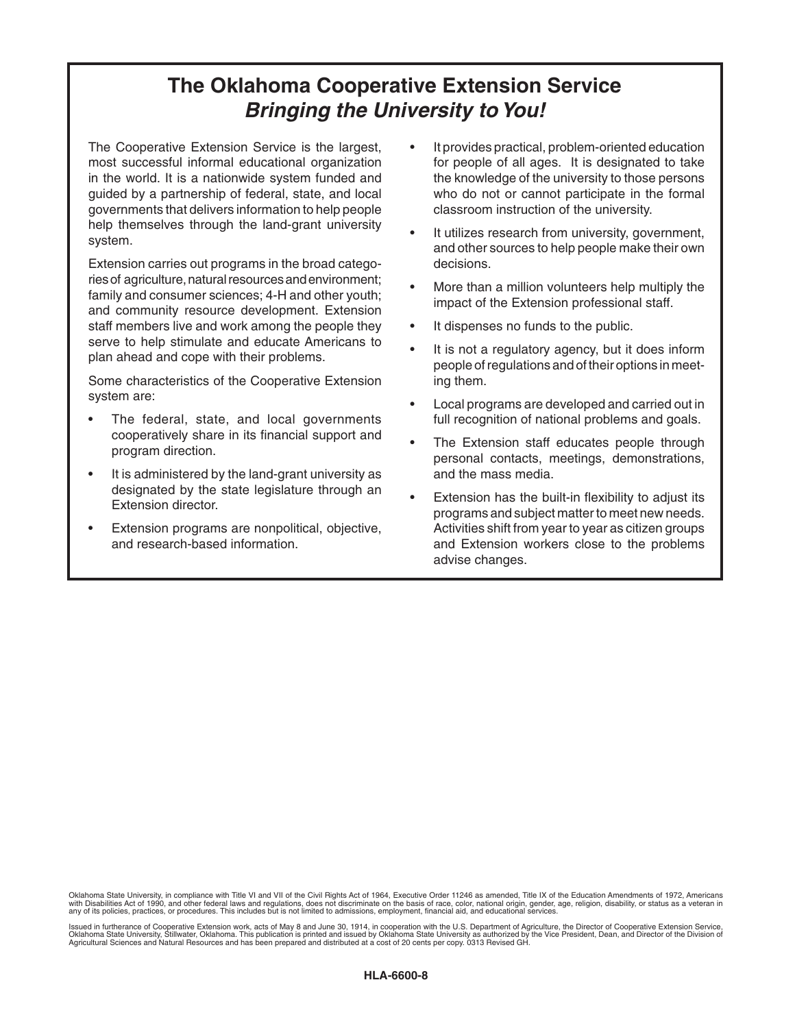# The Oklahoma Cooperative Extension Service
## *Bringing the University to You!*

The Cooperative Extension Service is the largest, most successful informal educational organization in the world. It is a nationwide system funded and guided by a partnership of federal, state, and local governments that delivers information to help people help themselves through the land-grant university system.

Extension carries out programs in the broad categories of agriculture, natural resources and environment; family and consumer sciences; 4-H and other youth; and community resource development. Extension staff members live and work among the people they serve to help stimulate and educate Americans to plan ahead and cope with their problems.

Some characteristics of the Cooperative Extension system are:

- The federal, state, and local governments cooperatively share in its financial support and program direction.
- It is administered by the land-grant university as designated by the state legislature through an Extension director.
- Extension programs are nonpolitical, objective, and research-based information.
- It provides practical, problem-oriented education for people of all ages. It is designated to take the knowledge of the university to those persons who do not or cannot participate in the formal classroom instruction of the university.
- It utilizes research from university, government, and other sources to help people make their own decisions.
- More than a million volunteers help multiply the impact of the Extension professional staff.
- It dispenses no funds to the public.
- It is not a regulatory agency, but it does inform people of regulations and of their options in meeting them.
- Local programs are developed and carried out in full recognition of national problems and goals.
- The Extension staff educates people through personal contacts, meetings, demonstrations, and the mass media.
- Extension has the built-in flexibility to adjust its programs and subject matter to meet new needs. Activities shift from year to year as citizen groups and Extension workers close to the problems advise changes.

Oklahoma State University, in compliance with Title VI and VII of the Civil Rights Act of 1964, Executive Order 11246 as amended, Title IX of the Education Amendments of 1972, Americans with Disabilities Act of 1990, and other federal laws and regulations, does not discriminate on the basis of race, color, national origin, gender, age, religion, disability, or status as a veteran in any of its policies, practices, or procedures. This includes but is not limited to admissions, employment, financial aid, and educational services.

Issued in furtherance of Cooperative Extension work, acts of May 8 and June 30, 1914, in cooperation with the U.S. Department of Agriculture, the Director of Cooperative Extension Service, Oklahoma State University, Stillwater, Oklahoma. This publication is printed and issued by Oklahoma State University as authorized by the Vice President, Dean, and Director of the Division of Agricultural Sciences and Natural Resources and has been prepared and distributed at a cost of 20 cents per copy. 0313 Revised GH.

**HLA-6600-8**